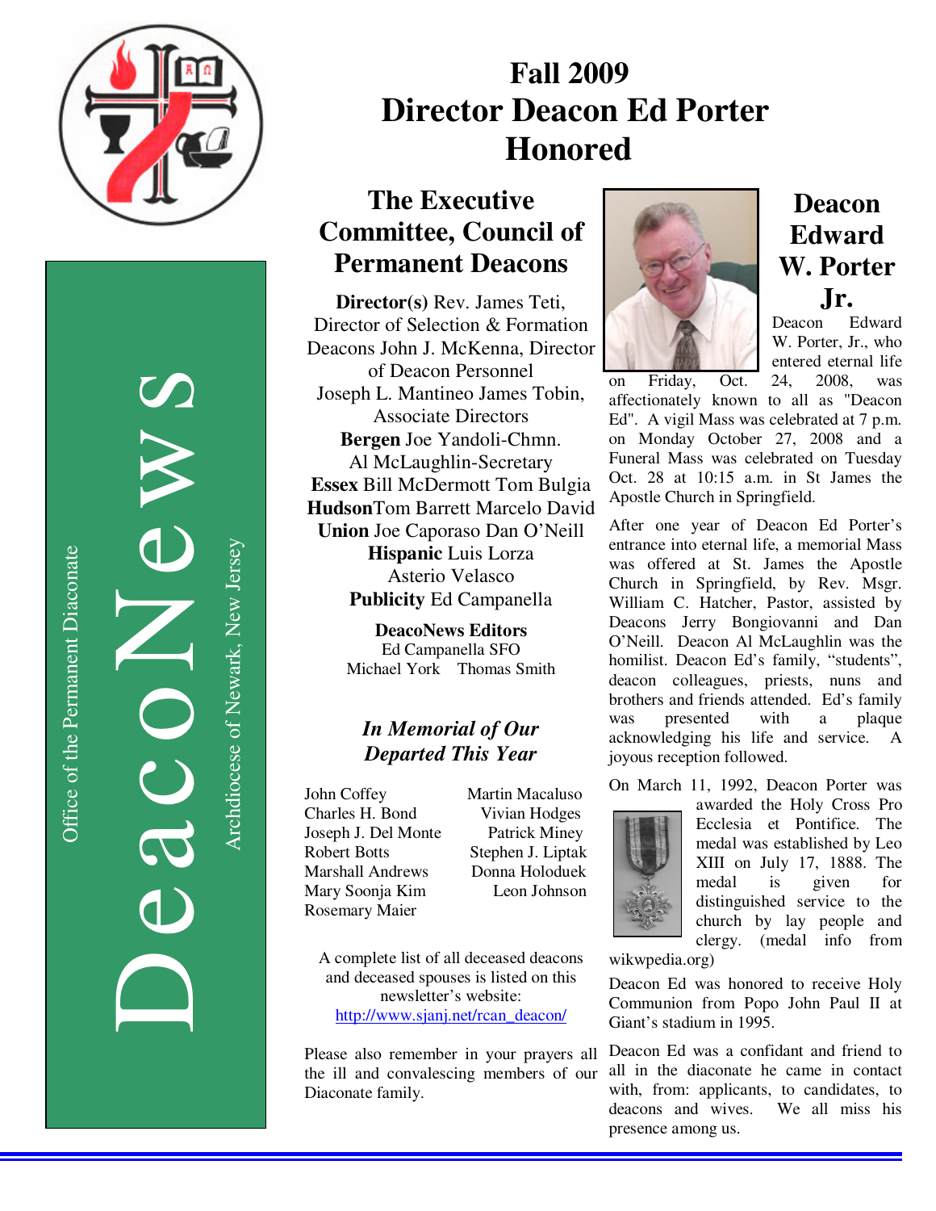DeacoNews

Office of the Permanent Diaconate

Archdiocese of Newark, New Jersey

# Fall 2009
# Director Deacon Ed Porter Honored

## The Executive Committee, Council of Permanent Deacons

**Director(s)** Rev. James Teti, Director of Selection & Formation
Deacons John J. McKenna, Director of Deacon Personnel
Joseph L. Mantineo James Tobin, Associate Directors
**Bergen** Joe Yandoli-Chmn.
Al McLaughlin-Secretary
**Essex** Bill McDermott Tom Bulgia
**Hudson** Tom Barrett Marcelo David
**Union** Joe Caporaso Dan O'Neill
**Hispanic** Luis Lorza
Asterio Velasco
**Publicity** Ed Campanella

**DeacoNews Editors**
Ed Campanella SFO
Michael York Thomas Smith

### *In Memorial of Our Departed This Year*

John Coffey
Charles H. Bond
Joseph J. Del Monte
Robert Botts
Marshall Andrews
Mary Soonja Kim
Rosemary Maier
Martin Macaluso
Vivian Hodges
Patrick Miney
Stephen J. Liptak
Donna Holoduek
Leon Johnson

A complete list of all deceased deacons and deceased spouses is listed on this newsletter's website:
http://www.sjanj.net/rcan_deacon/

Please also remember in your prayers all the ill and convalescing members of our Diaconate family.

## Deacon Edward W. Porter Jr.

Deacon Edward W. Porter, Jr., who entered eternal life on Friday, Oct. 24, 2008, was affectionately known to all as "Deacon Ed". A vigil Mass was celebrated at 7 p.m. on Monday October 27, 2008 and a Funeral Mass was celebrated on Tuesday Oct. 28 at 10:15 a.m. in St James the Apostle Church in Springfield.

After one year of Deacon Ed Porter's entrance into eternal life, a memorial Mass was offered at St. James the Apostle Church in Springfield, by Rev. Msgr. William C. Hatcher, Pastor, assisted by Deacons Jerry Bongiovanni and Dan O'Neill. Deacon Al McLaughlin was the homilist. Deacon Ed's family, "students", deacon colleagues, priests, nuns and brothers and friends attended. Ed's family was presented with a plaque acknowledging his life and service. A joyous reception followed.

On March 11, 1992, Deacon Porter was awarded the Holy Cross Pro Ecclesia et Pontifice. The medal was established by Leo XIII on July 17, 1888. The medal is given for distinguished service to the church by lay people and clergy. (medal info from wikwpedia.org)

Deacon Ed was honored to receive Holy Communion from Popo John Paul II at Giant's stadium in 1995.

Deacon Ed was a confidant and friend to all in the diaconate he came in contact with, from: applicants, to candidates, to deacons and wives. We all miss his presence among us.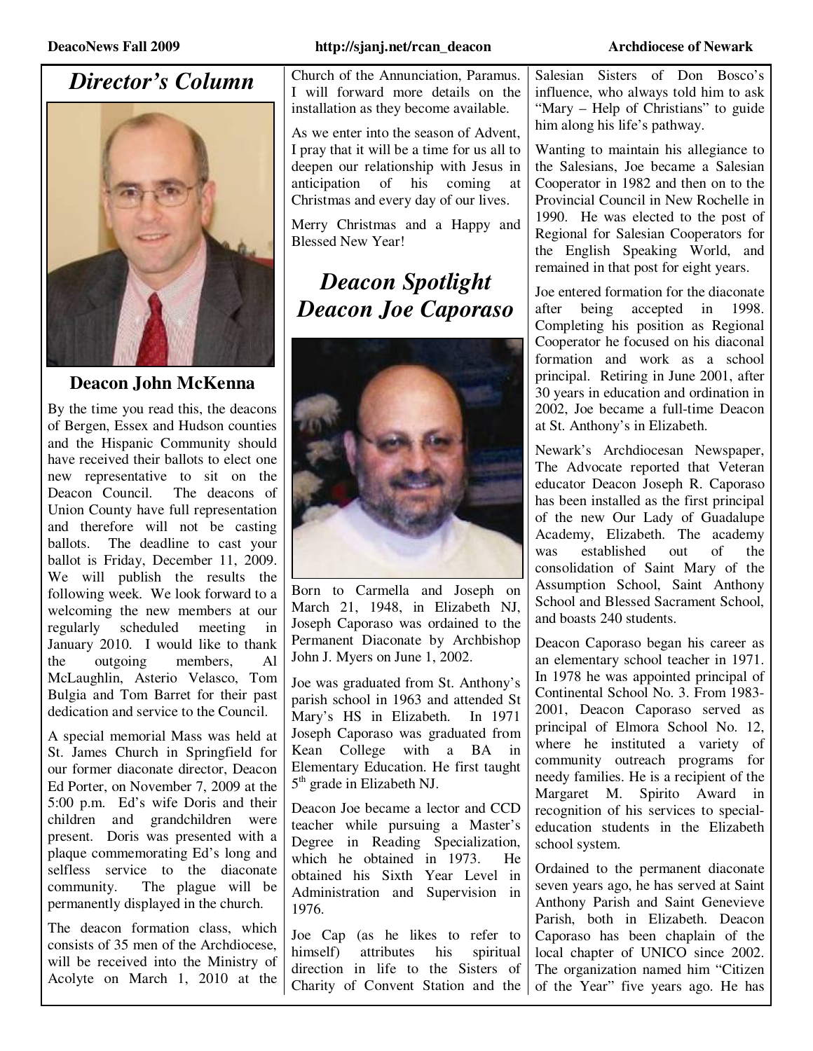## *Director's Column*

**Deacon John McKenna**

By the time you read this, the deacons of Bergen, Essex and Hudson counties and the Hispanic Community should have received their ballots to elect one new representative to sit on the Deacon Council. The deacons of Union County have full representation and therefore will not be casting ballots. The deadline to cast your ballot is Friday, December 11, 2009. We will publish the results the following week. We look forward to a welcoming the new members at our regularly scheduled meeting in January 2010. I would like to thank the outgoing members, Al McLaughlin, Asterio Velasco, Tom Bulgia and Tom Barret for their past dedication and service to the Council.

A special memorial Mass was held at St. James Church in Springfield for our former diaconate director, Deacon Ed Porter, on November 7, 2009 at the 5:00 p.m. Ed's wife Doris and their children and grandchildren were present. Doris was presented with a plaque commemorating Ed's long and selfless service to the diaconate community. The plague will be permanently displayed in the church.

The deacon formation class, which consists of 35 men of the Archdiocese, will be received into the Ministry of Acolyte on March 1, 2010 at the Church of the Annunciation, Paramus. I will forward more details on the installation as they become available.

As we enter into the season of Advent, I pray that it will be a time for us all to deepen our relationship with Jesus in anticipation of his coming at Christmas and every day of our lives.

Merry Christmas and a Happy and Blessed New Year!

## *Deacon Spotlight Deacon Joe Caporaso*

Born to Carmella and Joseph on March 21, 1948, in Elizabeth NJ, Joseph Caporaso was ordained to the Permanent Diaconate by Archbishop John J. Myers on June 1, 2002.

Joe was graduated from St. Anthony's parish school in 1963 and attended St Mary's HS in Elizabeth. In 1971 Joseph Caporaso was graduated from Kean College with a BA in Elementary Education. He first taught 5th grade in Elizabeth NJ.

Deacon Joe became a lector and CCD teacher while pursuing a Master's Degree in Reading Specialization, which he obtained in 1973. He obtained his Sixth Year Level in Administration and Supervision in 1976.

Joe Cap (as he likes to refer to himself) attributes his spiritual direction in life to the Sisters of Charity of Convent Station and the Salesian Sisters of Don Bosco's influence, who always told him to ask "Mary – Help of Christians" to guide him along his life's pathway.

Wanting to maintain his allegiance to the Salesians, Joe became a Salesian Cooperator in 1982 and then on to the Provincial Council in New Rochelle in 1990. He was elected to the post of Regional for Salesian Cooperators for the English Speaking World, and remained in that post for eight years.

Joe entered formation for the diaconate after being accepted in 1998. Completing his position as Regional Cooperator he focused on his diaconal formation and work as a school principal. Retiring in June 2001, after 30 years in education and ordination in 2002, Joe became a full-time Deacon at St. Anthony's in Elizabeth.

Newark's Archdiocesan Newspaper, The Advocate reported that Veteran educator Deacon Joseph R. Caporaso has been installed as the first principal of the new Our Lady of Guadalupe Academy, Elizabeth. The academy was established out of the consolidation of Saint Mary of the Assumption School, Saint Anthony School and Blessed Sacrament School, and boasts 240 students.

Deacon Caporaso began his career as an elementary school teacher in 1971. In 1978 he was appointed principal of Continental School No. 3. From 1983-2001, Deacon Caporaso served as principal of Elmora School No. 12, where he instituted a variety of community outreach programs for needy families. He is a recipient of the Margaret M. Spirito Award in recognition of his services to special-education students in the Elizabeth school system.

Ordained to the permanent diaconate seven years ago, he has served at Saint Anthony Parish and Saint Genevieve Parish, both in Elizabeth. Deacon Caporaso has been chaplain of the local chapter of UNICO since 2002. The organization named him "Citizen of the Year" five years ago. He has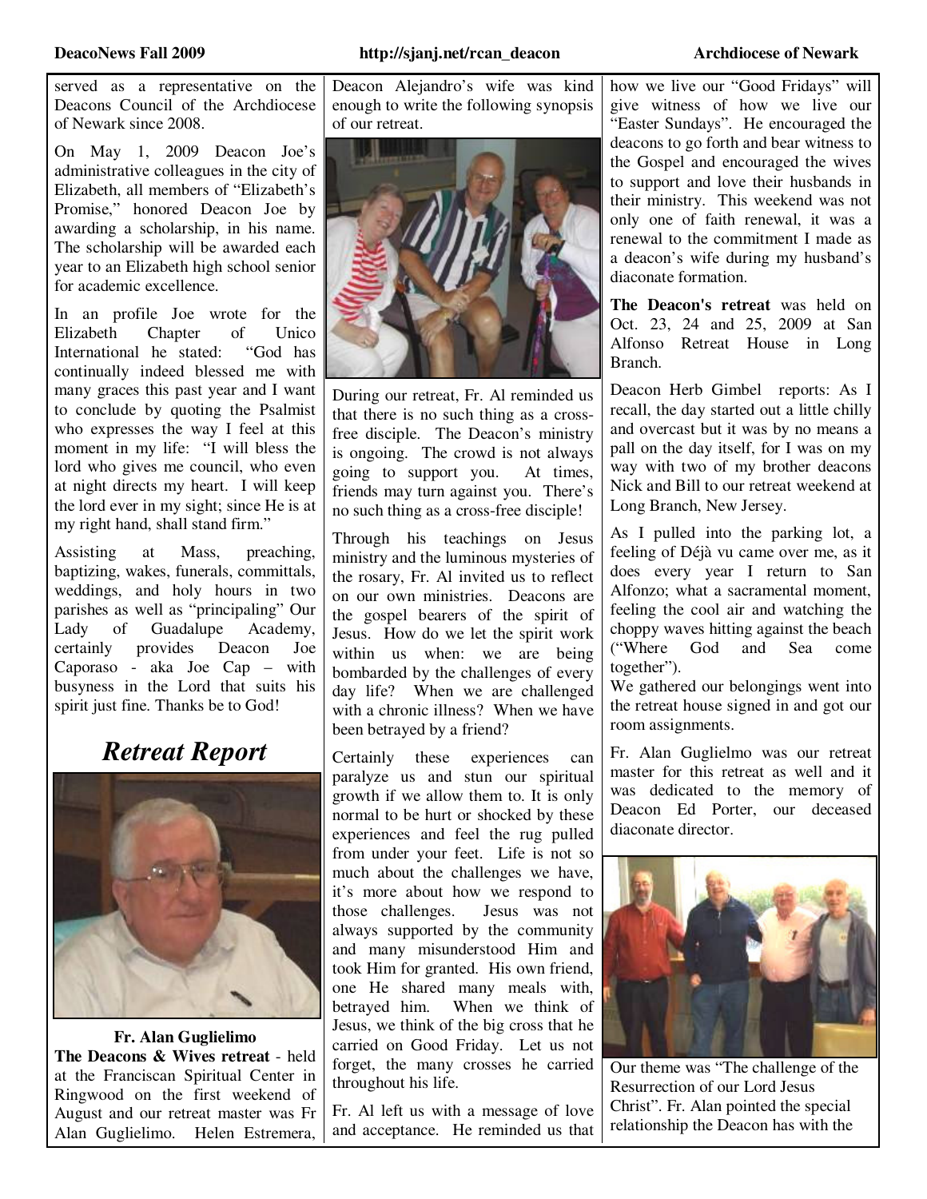served as a representative on the Deacons Council of the Archdiocese of Newark since 2008.

On May 1, 2009 Deacon Joe's administrative colleagues in the city of Elizabeth, all members of "Elizabeth's Promise," honored Deacon Joe by awarding a scholarship, in his name. The scholarship will be awarded each year to an Elizabeth high school senior for academic excellence.

In an profile Joe wrote for the Elizabeth Chapter of Unico International he stated: "God has continually indeed blessed me with many graces this past year and I want to conclude by quoting the Psalmist who expresses the way I feel at this moment in my life: "I will bless the lord who gives me council, who even at night directs my heart. I will keep the lord ever in my sight; since He is at my right hand, shall stand firm."

Assisting at Mass, preaching, baptizing, wakes, funerals, committals, weddings, and holy hours in two parishes as well as "principaling" Our Lady of Guadalupe Academy, certainly provides Deacon Joe Caporaso - aka Joe Cap – with busyness in the Lord that suits his spirit just fine. Thanks be to God!

## *Retreat Report*

**Fr. Alan Guglielimo**

**The Deacons & Wives retreat** - held at the Franciscan Spiritual Center in Ringwood on the first weekend of August and our retreat master was Fr Alan Guglielimo. Helen Estremera, Deacon Alejandro's wife was kind enough to write the following synopsis of our retreat.

During our retreat, Fr. Al reminded us that there is no such thing as a cross-free disciple. The Deacon's ministry is ongoing. The crowd is not always going to support you. At times, friends may turn against you. There's no such thing as a cross-free disciple!

Through his teachings on Jesus ministry and the luminous mysteries of the rosary, Fr. Al invited us to reflect on our own ministries. Deacons are the gospel bearers of the spirit of Jesus. How do we let the spirit work within us when: we are being bombarded by the challenges of every day life? When we are challenged with a chronic illness? When we have been betrayed by a friend?

Certainly these experiences can paralyze us and stun our spiritual growth if we allow them to. It is only normal to be hurt or shocked by these experiences and feel the rug pulled from under your feet. Life is not so much about the challenges we have, it's more about how we respond to those challenges. Jesus was not always supported by the community and many misunderstood Him and took Him for granted. His own friend, one He shared many meals with, betrayed him. When we think of Jesus, we think of the big cross that he carried on Good Friday. Let us not forget, the many crosses he carried throughout his life.

Fr. Al left us with a message of love and acceptance. He reminded us that how we live our "Good Fridays" will give witness of how we live our "Easter Sundays". He encouraged the deacons to go forth and bear witness to the Gospel and encouraged the wives to support and love their husbands in their ministry. This weekend was not only one of faith renewal, it was a renewal to the commitment I made as a deacon's wife during my husband's diaconate formation.

**The Deacon's retreat** was held on Oct. 23, 24 and 25, 2009 at San Alfonso Retreat House in Long Branch.

Deacon Herb Gimbel reports: As I recall, the day started out a little chilly and overcast but it was by no means a pall on the day itself, for I was on my way with two of my brother deacons Nick and Bill to our retreat weekend at Long Branch, New Jersey.

As I pulled into the parking lot, a feeling of Déjà vu came over me, as it does every year I return to San Alfonzo; what a sacramental moment, feeling the cool air and watching the choppy waves hitting against the beach ("Where God and Sea come together").

We gathered our belongings went into the retreat house signed in and got our room assignments.

Fr. Alan Guglielmo was our retreat master for this retreat as well and it was dedicated to the memory of Deacon Ed Porter, our deceased diaconate director.

Our theme was "The challenge of the Resurrection of our Lord Jesus Christ". Fr. Alan pointed the special relationship the Deacon has with the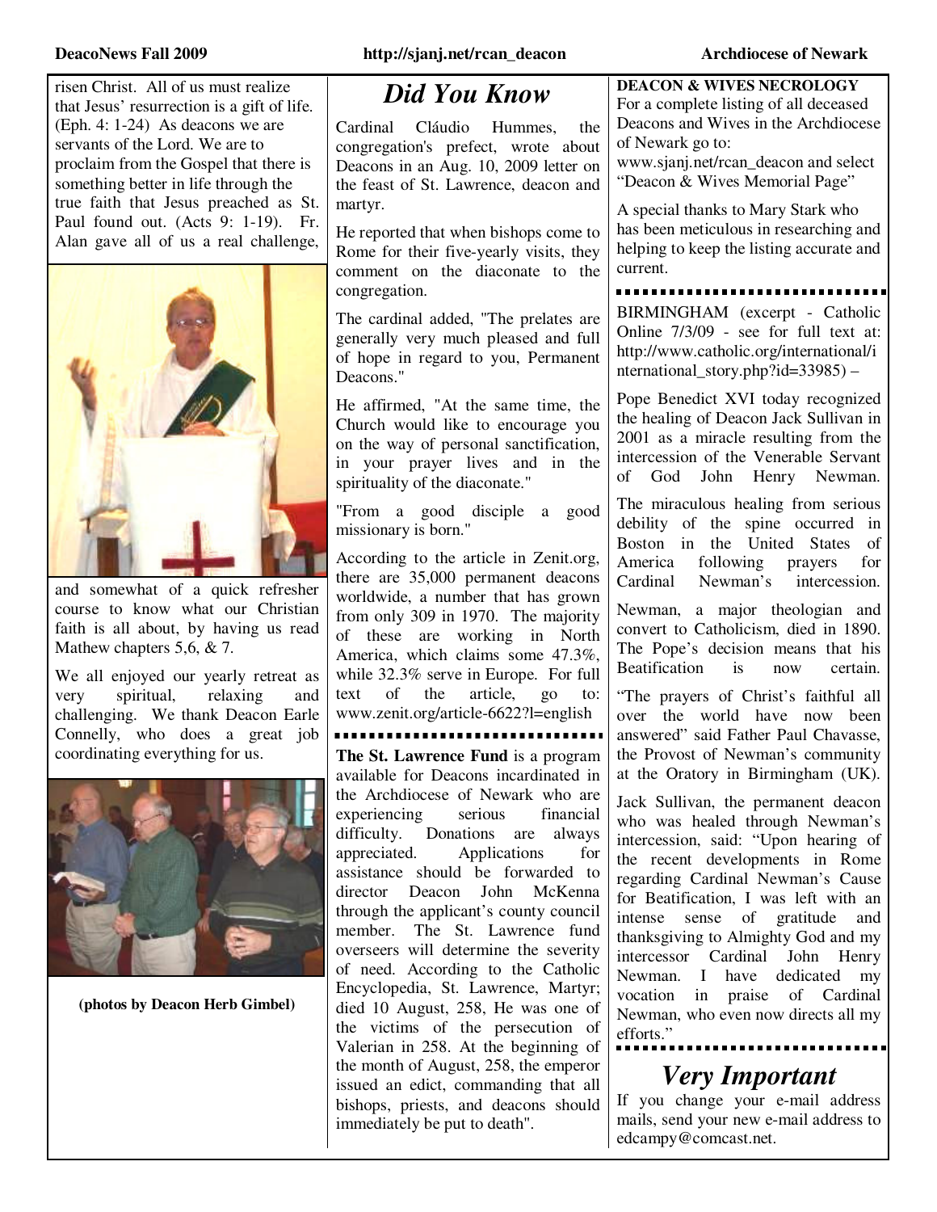risen Christ. All of us must realize that Jesus' resurrection is a gift of life. (Eph. 4: 1-24) As deacons we are servants of the Lord. We are to proclaim from the Gospel that there is something better in life through the true faith that Jesus preached as St. Paul found out. (Acts 9: 1-19). Fr. Alan gave all of us a real challenge, and somewhat of a quick refresher course to know what our Christian faith is all about, by having us read Mathew chapters 5,6, & 7.

We all enjoyed our yearly retreat as very spiritual, relaxing and challenging. We thank Deacon Earle Connelly, who does a great job coordinating everything for us.

**(photos by Deacon Herb Gimbel)**

# *Did You Know*

Cardinal Cláudio Hummes, the congregation's prefect, wrote about Deacons in an Aug. 10, 2009 letter on the feast of St. Lawrence, deacon and martyr.

He reported that when bishops come to Rome for their five-yearly visits, they comment on the diaconate to the congregation.

The cardinal added, "The prelates are generally very much pleased and full of hope in regard to you, Permanent Deacons."

He affirmed, "At the same time, the Church would like to encourage you on the way of personal sanctification, in your prayer lives and in the spirituality of the diaconate."

"From a good disciple a good missionary is born."

According to the article in Zenit.org, there are 35,000 permanent deacons worldwide, a number that has grown from only 309 in 1970. The majority of these are working in North America, which claims some 47.3%, while 32.3% serve in Europe. For full text of the article, go to: www.zenit.org/article-6622?l=english

**The St. Lawrence Fund** is a program available for Deacons incardinated in the Archdiocese of Newark who are experiencing serious financial difficulty. Donations are always appreciated. Applications for assistance should be forwarded to director Deacon John McKenna through the applicant's county council member. The St. Lawrence fund overseers will determine the severity of need. According to the Catholic Encyclopedia, St. Lawrence, Martyr; died 10 August, 258, He was one of the victims of the persecution of Valerian in 258. At the beginning of the month of August, 258, the emperor issued an edict, commanding that all bishops, priests, and deacons should immediately be put to death".

**DEACON & WIVES NECROLOGY**
For a complete listing of all deceased Deacons and Wives in the Archdiocese of Newark go to: www.sjanj.net/rcan_deacon and select "Deacon & Wives Memorial Page"

A special thanks to Mary Stark who has been meticulous in researching and helping to keep the listing accurate and current.

BIRMINGHAM (excerpt - Catholic Online 7/3/09 - see for full text at: http://www.catholic.org/international/international_story.php?id=33985) –

Pope Benedict XVI today recognized the healing of Deacon Jack Sullivan in 2001 as a miracle resulting from the intercession of the Venerable Servant of God John Henry Newman.

The miraculous healing from serious debility of the spine occurred in Boston in the United States of America following prayers for Cardinal Newman's intercession.

Newman, a major theologian and convert to Catholicism, died in 1890. The Pope's decision means that his Beatification is now certain.

"The prayers of Christ's faithful all over the world have now been answered" said Father Paul Chavasse, the Provost of Newman's community at the Oratory in Birmingham (UK).

Jack Sullivan, the permanent deacon who was healed through Newman's intercession, said: "Upon hearing of the recent developments in Rome regarding Cardinal Newman's Cause for Beatification, I was left with an intense sense of gratitude and thanksgiving to Almighty God and my intercessor Cardinal John Henry Newman. I have dedicated my vocation in praise of Cardinal Newman, who even now directs all my efforts."

# *Very Important*

If you change your e-mail address mails, send your new e-mail address to edcampy@comcast.net.